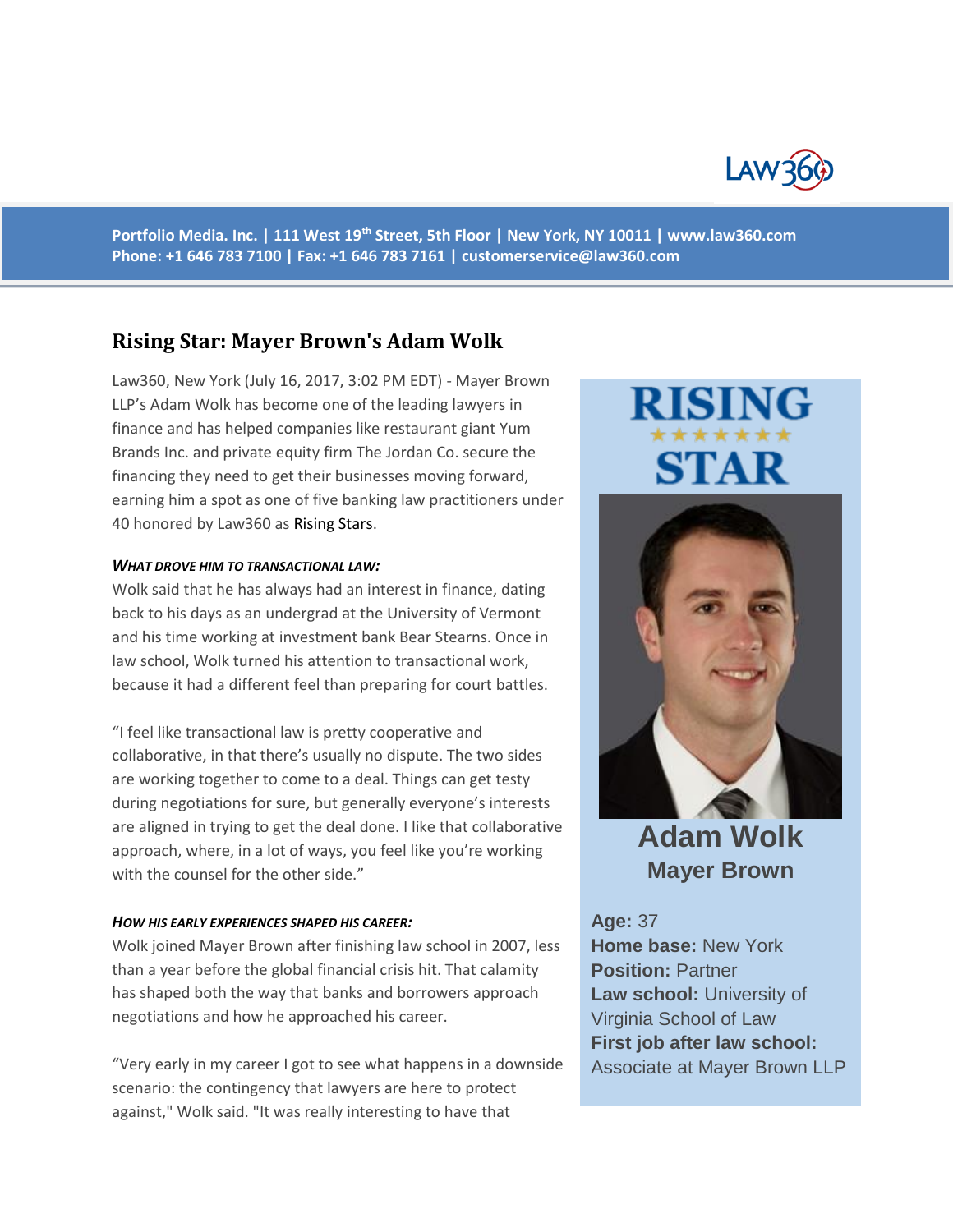Portfolio Media. Inc. | 111 West 19th Street, 5th Floor | New York, NY 10011 | www.law360.com
Phone: +1 646 783 7100 | Fax: +1 646 783 7161 | customerservice@law360.com

# Rising Star: Mayer Brown's Adam Wolk

Law360, New York (July 16, 2017, 3:02 PM EDT) - Mayer Brown LLP's Adam Wolk has become one of the leading lawyers in finance and has helped companies like restaurant giant Yum Brands Inc. and private equity firm The Jordan Co. secure the financing they need to get their businesses moving forward, earning him a spot as one of five banking law practitioners under 40 honored by Law360 as Rising Stars.

**RISING STAR**

**Adam Wolk**
**Mayer Brown**

**Age:** 37
**Home base:** New York
**Position:** Partner
**Law school:** University of Virginia School of Law
**First job after law school:** Associate at Mayer Brown LLP

### *What drove him to transactional law:*

Wolk said that he has always had an interest in finance, dating back to his days as an undergrad at the University of Vermont and his time working at investment bank Bear Stearns. Once in law school, Wolk turned his attention to transactional work, because it had a different feel than preparing for court battles.

"I feel like transactional law is pretty cooperative and collaborative, in that there's usually no dispute. The two sides are working together to come to a deal. Things can get testy during negotiations for sure, but generally everyone's interests are aligned in trying to get the deal done. I like that collaborative approach, where, in a lot of ways, you feel like you're working with the counsel for the other side."

### *How his early experiences shaped his career:*

Wolk joined Mayer Brown after finishing law school in 2007, less than a year before the global financial crisis hit. That calamity has shaped both the way that banks and borrowers approach negotiations and how he approached his career.

"Very early in my career I got to see what happens in a downside scenario: the contingency that lawyers are here to protect against," Wolk said. "It was really interesting to have that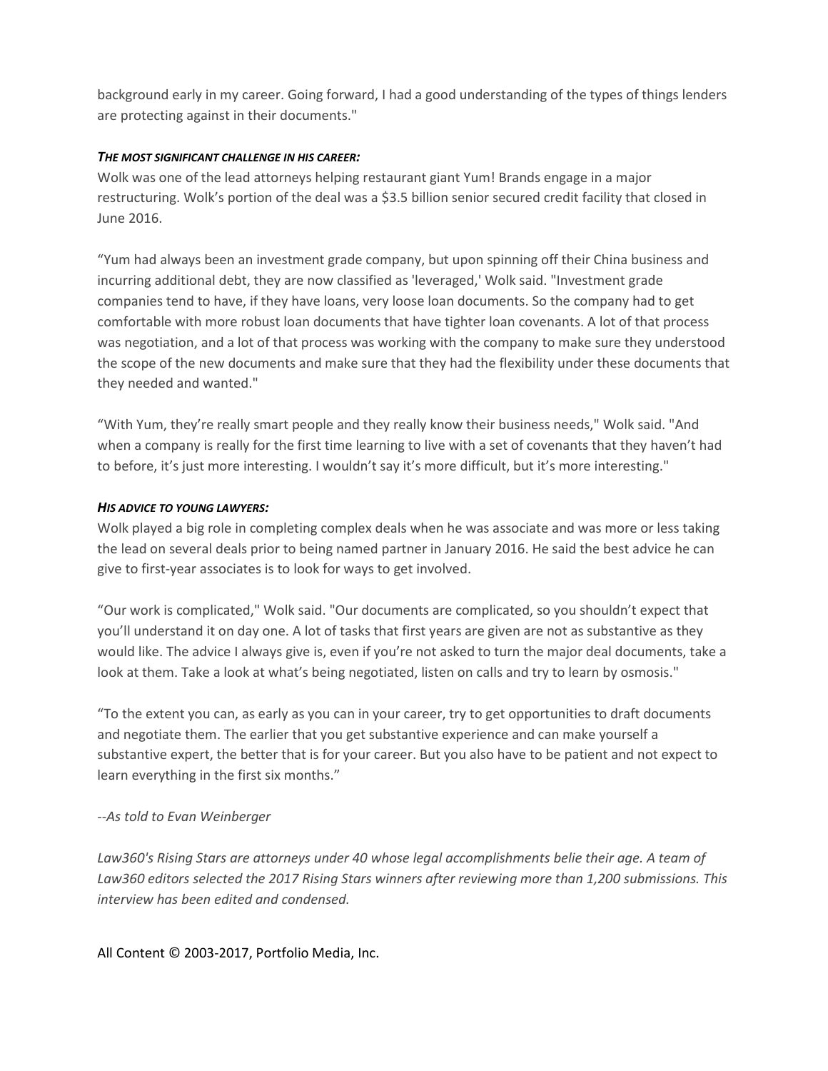background early in my career. Going forward, I had a good understanding of the types of things lenders are protecting against in their documents."

***THE MOST SIGNIFICANT CHALLENGE IN HIS CAREER:***

Wolk was one of the lead attorneys helping restaurant giant Yum! Brands engage in a major restructuring. Wolk's portion of the deal was a $3.5 billion senior secured credit facility that closed in June 2016.

"Yum had always been an investment grade company, but upon spinning off their China business and incurring additional debt, they are now classified as 'leveraged,' Wolk said. "Investment grade companies tend to have, if they have loans, very loose loan documents. So the company had to get comfortable with more robust loan documents that have tighter loan covenants. A lot of that process was negotiation, and a lot of that process was working with the company to make sure they understood the scope of the new documents and make sure that they had the flexibility under these documents that they needed and wanted."

"With Yum, they're really smart people and they really know their business needs," Wolk said. "And when a company is really for the first time learning to live with a set of covenants that they haven't had to before, it's just more interesting. I wouldn't say it's more difficult, but it's more interesting."

***HIS ADVICE TO YOUNG LAWYERS:***

Wolk played a big role in completing complex deals when he was associate and was more or less taking the lead on several deals prior to being named partner in January 2016. He said the best advice he can give to first-year associates is to look for ways to get involved.

"Our work is complicated," Wolk said. "Our documents are complicated, so you shouldn't expect that you'll understand it on day one. A lot of tasks that first years are given are not as substantive as they would like. The advice I always give is, even if you're not asked to turn the major deal documents, take a look at them. Take a look at what's being negotiated, listen on calls and try to learn by osmosis."

"To the extent you can, as early as you can in your career, try to get opportunities to draft documents and negotiate them. The earlier that you get substantive experience and can make yourself a substantive expert, the better that is for your career. But you also have to be patient and not expect to learn everything in the first six months."

*--As told to Evan Weinberger*

*Law360's Rising Stars are attorneys under 40 whose legal accomplishments belie their age. A team of Law360 editors selected the 2017 Rising Stars winners after reviewing more than 1,200 submissions. This interview has been edited and condensed.*

All Content © 2003-2017, Portfolio Media, Inc.